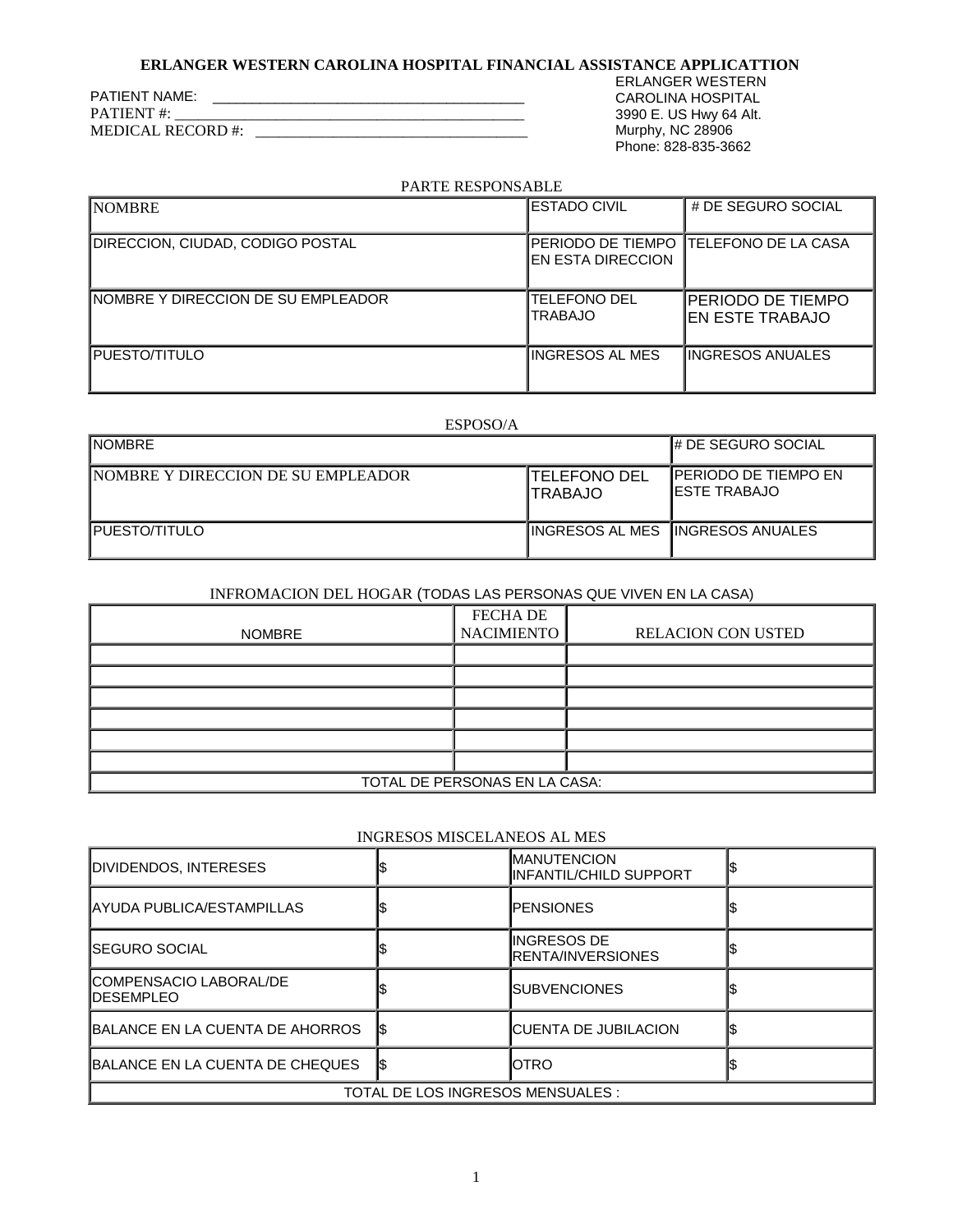# ERLANGER WESTERN CAROLINA HOSPITAL FINANCIAL ASSISTANCE APPLICATTION

PATIENT NAME: ________________________________________
PATIENT #: ____________________________________________
MEDICAL RECORD #: ___________________________________

ERLANGER WESTERN CAROLINA HOSPITAL
3990 E. US Hwy 64 Alt.
Murphy, NC 28906
Phone: 828-835-3662

## PARTE RESPONSABLE

| NOMBRE | ESTADO CIVIL | # DE SEGURO SOCIAL |
|---|---|---|
| DIRECCION, CIUDAD, CODIGO POSTAL | PERIODO DE TIEMPO EN ESTA DIRECCION | TELEFONO DE LA CASA |
| NOMBRE Y DIRECCION DE SU EMPLEADOR | TELEFONO DEL TRABAJO | PERIODO DE TIEMPO EN ESTE TRABAJO |
| PUESTO/TITULO | INGRESOS AL MES | INGRESOS ANUALES |

## ESPOSO/A

| NOMBRE | | # DE SEGURO SOCIAL |
|---|---|---|
| NOMBRE Y DIRECCION DE SU EMPLEADOR | TELEFONO DEL TRABAJO | PERIODO DE TIEMPO EN ESTE TRABAJO |
| PUESTO/TITULO | INGRESOS AL MES | INGRESOS ANUALES |

## INFROMACION DEL HOGAR (TODAS LAS PERSONAS QUE VIVEN EN LA CASA)

| NOMBRE | FECHA DE NACIMIENTO | RELACION CON USTED |
|---|---|---|
| | | |
| | | |
| | | |
| | | |
| | | |
| | | |
| TOTAL DE PERSONAS EN LA CASA: | | |

## INGRESOS MISCELANEOS AL MES

| | | | |
|---|---|---|---|
| DIVIDENDOS, INTERESES | $ | MANUTENCION INFANTIL/CHILD SUPPORT | $ |
| AYUDA PUBLICA/ESTAMPILLAS | $ | PENSIONES | $ |
| SEGURO SOCIAL | $ | INGRESOS DE RENTA/INVERSIONES | $ |
| COMPENSACIO LABORAL/DE DESEMPLEO | $ | SUBVENCIONES | $ |
| BALANCE EN LA CUENTA DE AHORROS | $ | CUENTA DE JUBILACION | $ |
| BALANCE EN LA CUENTA DE CHEQUES | $ | OTRO | $ |
| TOTAL DE LOS INGRESOS MENSUALES : | | | |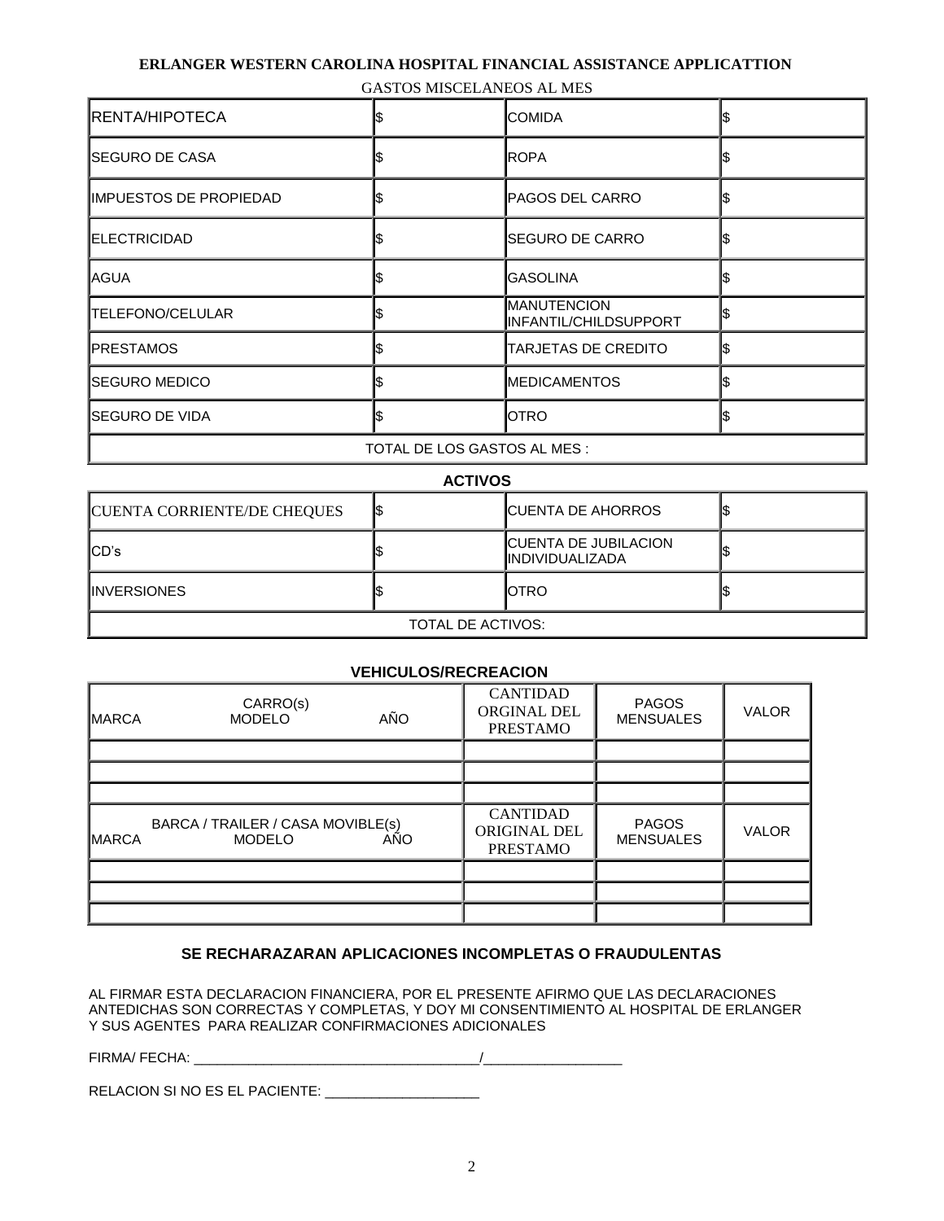**ERLANGER WESTERN CAROLINA HOSPITAL FINANCIAL ASSISTANCE APPLICATTION**

GASTOS MISCELANEOS AL MES

| | | | |
|---|---|---|---|
| RENTA/HIPOTECA | $ | COMIDA | $ |
| SEGURO DE CASA | $ | ROPA | $ |
| IMPUESTOS DE PROPIEDAD | $ | PAGOS DEL CARRO | $ |
| ELECTRICIDAD | $ | SEGURO DE CARRO | $ |
| AGUA | $ | GASOLINA | $ |
| TELEFONO/CELULAR | $ | MANUTENCION INFANTIL/CHILDSUPPORT | $ |
| PRESTAMOS | $ | TARJETAS DE CREDITO | $ |
| SEGURO MEDICO | $ | MEDICAMENTOS | $ |
| SEGURO DE VIDA | $ | OTRO | $ |
| TOTAL DE LOS GASTOS AL MES : | | | |

**ACTIVOS**

| | | | |
|---|---|---|---|
| CUENTA CORRIENTE/DE CHEQUES | $ | CUENTA DE AHORROS | $ |
| CD's | $ | CUENTA DE JUBILACION INDIVIDUALIZADA | $ |
| INVERSIONES | $ | OTRO | $ |
| TOTAL DE ACTIVOS: | | | |

**VEHICULOS/RECREACION**

| CARRO(s) MARCA MODELO AÑO | CANTIDAD ORGINAL DEL PRESTAMO | PAGOS MENSUALES | VALOR |
|---|---|---|---|
| | | | |
| | | | |
| | | | |
| BARCA / TRAILER / CASA MOVIBLE(s) MARCA MODELO AÑO | CANTIDAD ORIGINAL DEL PRESTAMO | PAGOS MENSUALES | VALOR |
| | | | |
| | | | |
| | | | |

**SE RECHARAZARAN APLICACIONES INCOMPLETAS O FRAUDULENTAS**

AL FIRMAR ESTA DECLARACION FINANCIERA, POR EL PRESENTE AFIRMO QUE LAS DECLARACIONES ANTEDICHAS SON CORRECTAS Y COMPLETAS, Y DOY MI CONSENTIMIENTO AL HOSPITAL DE ERLANGER Y SUS AGENTES PARA REALIZAR CONFIRMACIONES ADICIONALES

FIRMA/ FECHA: _____________________________________/__________________

RELACION SI NO ES EL PACIENTE: ____________________